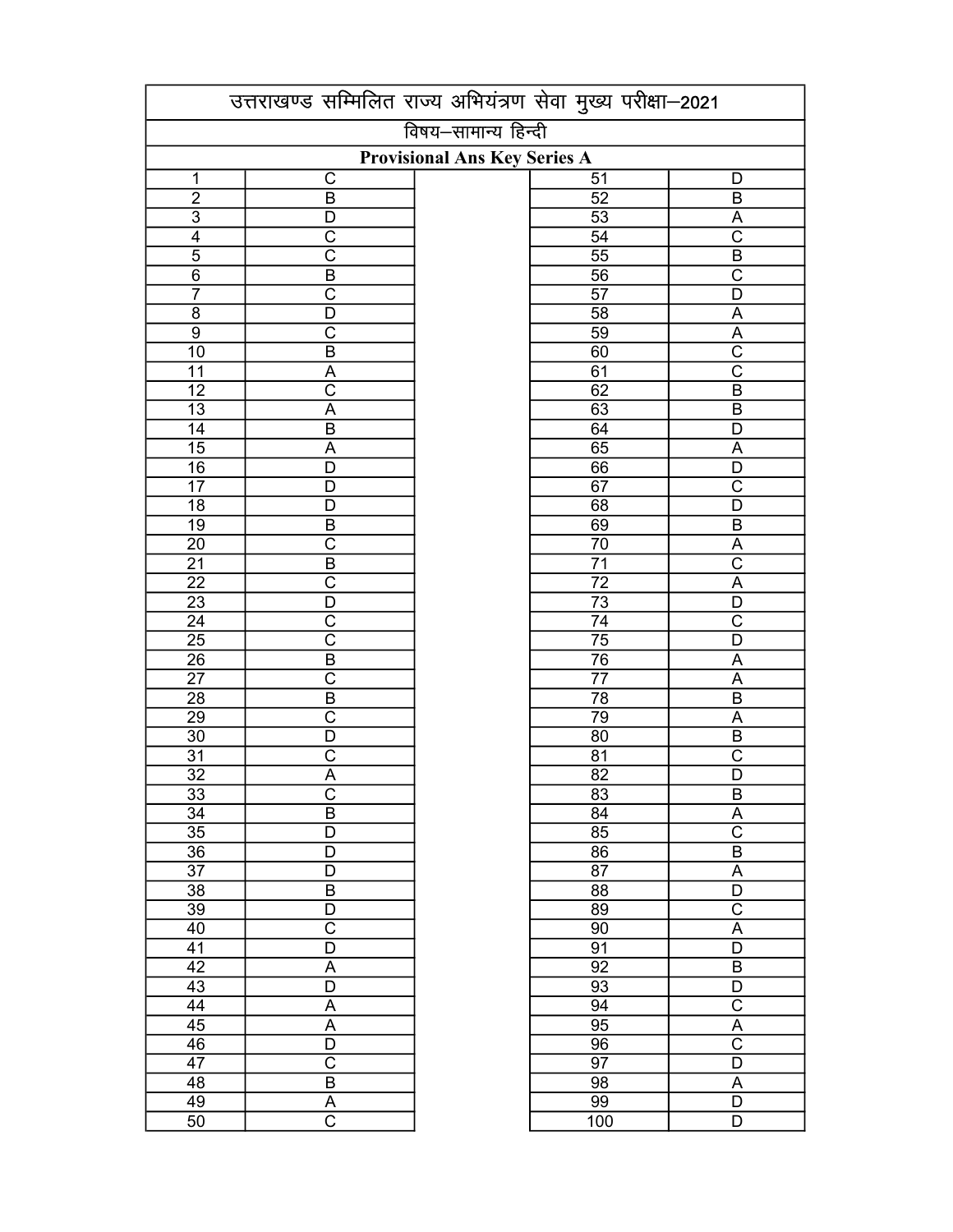# उत्तराखण्ड सम्मिलित राज्य अभियंत्रण सेवा मुख्य परीक्षा–2021

## विषय–सामान्य हिन्दी

**Provisional Ans Key Series A**

| Q. No. | Answer | | Q. No. | Answer |
|---|---|---|---|---|
| 1 | C | | 51 | D |
| 2 | B | | 52 | B |
| 3 | D | | 53 | A |
| 4 | C | | 54 | C |
| 5 | C | | 55 | B |
| 6 | B | | 56 | C |
| 7 | C | | 57 | D |
| 8 | D | | 58 | A |
| 9 | C | | 59 | A |
| 10 | B | | 60 | C |
| 11 | A | | 61 | C |
| 12 | C | | 62 | B |
| 13 | A | | 63 | B |
| 14 | B | | 64 | D |
| 15 | A | | 65 | A |
| 16 | D | | 66 | D |
| 17 | D | | 67 | C |
| 18 | D | | 68 | D |
| 19 | B | | 69 | B |
| 20 | C | | 70 | A |
| 21 | B | | 71 | C |
| 22 | C | | 72 | A |
| 23 | D | | 73 | D |
| 24 | C | | 74 | C |
| 25 | C | | 75 | D |
| 26 | B | | 76 | A |
| 27 | C | | 77 | A |
| 28 | B | | 78 | B |
| 29 | C | | 79 | A |
| 30 | D | | 80 | B |
| 31 | C | | 81 | C |
| 32 | A | | 82 | D |
| 33 | C | | 83 | B |
| 34 | B | | 84 | A |
| 35 | D | | 85 | C |
| 36 | D | | 86 | B |
| 37 | D | | 87 | A |
| 38 | B | | 88 | D |
| 39 | D | | 89 | C |
| 40 | C | | 90 | A |
| 41 | D | | 91 | D |
| 42 | A | | 92 | B |
| 43 | D | | 93 | D |
| 44 | A | | 94 | C |
| 45 | A | | 95 | A |
| 46 | D | | 96 | C |
| 47 | C | | 97 | D |
| 48 | B | | 98 | A |
| 49 | A | | 99 | D |
| 50 | C | | 100 | D |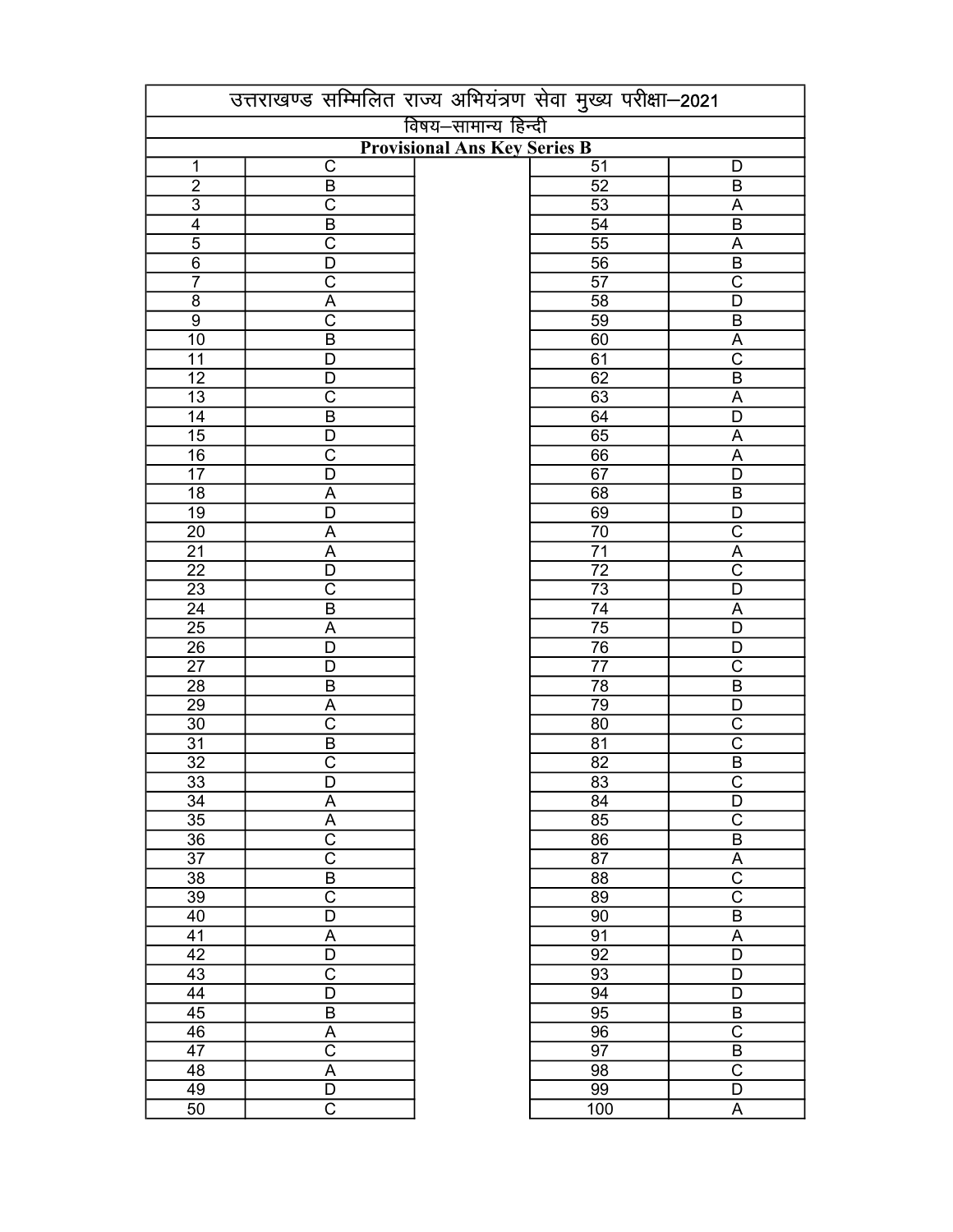## उत्तराखण्ड सम्मिलित राज्य अभियंत्रण सेवा मुख्य परीक्षा–2021

### विषय–सामान्य हिन्दी

### Provisional Ans Key Series B

| Q | Ans | Q | Ans |
|---|---|---|---|
| 1 | C | 51 | D |
| 2 | B | 52 | B |
| 3 | C | 53 | A |
| 4 | B | 54 | B |
| 5 | C | 55 | A |
| 6 | D | 56 | B |
| 7 | C | 57 | C |
| 8 | A | 58 | D |
| 9 | C | 59 | B |
| 10 | B | 60 | A |
| 11 | D | 61 | C |
| 12 | D | 62 | B |
| 13 | C | 63 | A |
| 14 | B | 64 | D |
| 15 | D | 65 | A |
| 16 | C | 66 | A |
| 17 | D | 67 | D |
| 18 | A | 68 | B |
| 19 | D | 69 | D |
| 20 | A | 70 | C |
| 21 | A | 71 | A |
| 22 | D | 72 | C |
| 23 | C | 73 | D |
| 24 | B | 74 | A |
| 25 | A | 75 | D |
| 26 | D | 76 | D |
| 27 | D | 77 | C |
| 28 | B | 78 | B |
| 29 | A | 79 | D |
| 30 | C | 80 | C |
| 31 | B | 81 | C |
| 32 | C | 82 | B |
| 33 | D | 83 | C |
| 34 | A | 84 | D |
| 35 | A | 85 | C |
| 36 | C | 86 | B |
| 37 | C | 87 | A |
| 38 | B | 88 | C |
| 39 | C | 89 | C |
| 40 | D | 90 | B |
| 41 | A | 91 | A |
| 42 | D | 92 | D |
| 43 | C | 93 | D |
| 44 | D | 94 | D |
| 45 | B | 95 | B |
| 46 | A | 96 | C |
| 47 | C | 97 | B |
| 48 | A | 98 | C |
| 49 | D | 99 | D |
| 50 | C | 100 | A |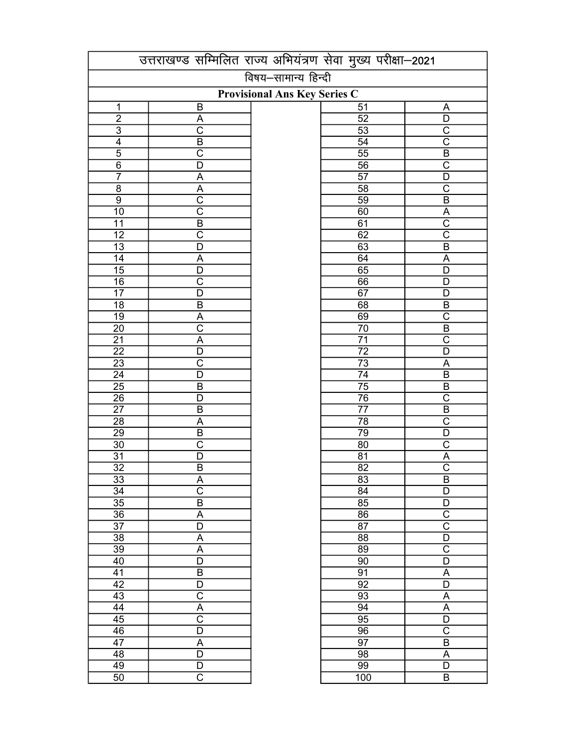# उत्तराखण्ड सम्मिलित राज्य अभियंत्रण सेवा मुख्य परीक्षा–2021

## विषय–सामान्य हिन्दी

### Provisional Ans Key Series C

| | | | |
|---|---|---|---|
| 1 | B | 51 | A |
| 2 | A | 52 | D |
| 3 | C | 53 | C |
| 4 | B | 54 | C |
| 5 | C | 55 | B |
| 6 | D | 56 | C |
| 7 | A | 57 | D |
| 8 | A | 58 | C |
| 9 | C | 59 | B |
| 10 | C | 60 | A |
| 11 | B | 61 | C |
| 12 | C | 62 | C |
| 13 | D | 63 | B |
| 14 | A | 64 | A |
| 15 | D | 65 | D |
| 16 | C | 66 | D |
| 17 | D | 67 | D |
| 18 | B | 68 | B |
| 19 | A | 69 | C |
| 20 | C | 70 | B |
| 21 | A | 71 | C |
| 22 | D | 72 | D |
| 23 | C | 73 | A |
| 24 | D | 74 | B |
| 25 | B | 75 | B |
| 26 | D | 76 | C |
| 27 | B | 77 | B |
| 28 | A | 78 | C |
| 29 | B | 79 | D |
| 30 | C | 80 | C |
| 31 | D | 81 | A |
| 32 | B | 82 | C |
| 33 | A | 83 | B |
| 34 | C | 84 | D |
| 35 | B | 85 | D |
| 36 | A | 86 | C |
| 37 | D | 87 | C |
| 38 | A | 88 | D |
| 39 | A | 89 | C |
| 40 | D | 90 | D |
| 41 | B | 91 | A |
| 42 | D | 92 | D |
| 43 | C | 93 | A |
| 44 | A | 94 | A |
| 45 | C | 95 | D |
| 46 | D | 96 | C |
| 47 | A | 97 | B |
| 48 | D | 98 | A |
| 49 | D | 99 | D |
| 50 | C | 100 | B |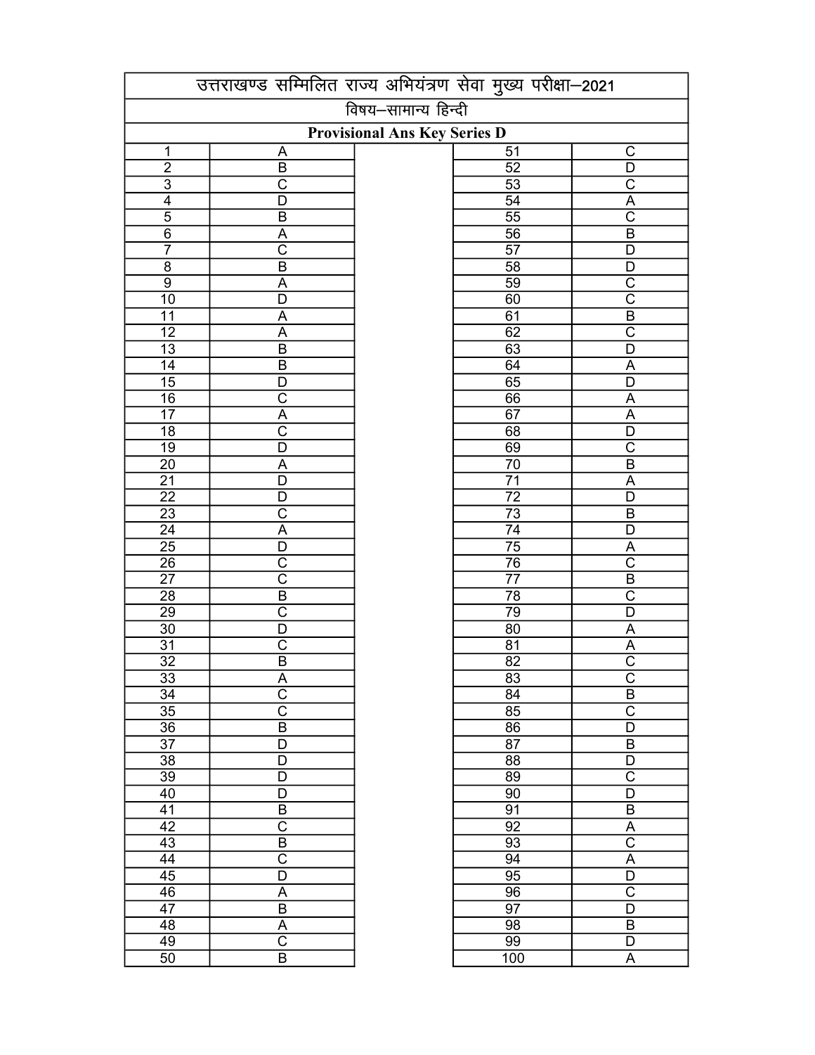| उत्तराखण्ड सम्मिलित राज्य अभियंत्रण सेवा मुख्य परीक्षा–2021 | | | |
| --- | --- | --- | --- |
| विषय–सामान्य हिन्दी | | | |
| **Provisional Ans Key Series D** | | | |
| 1 | A | 51 | C |
| 2 | B | 52 | D |
| 3 | C | 53 | C |
| 4 | D | 54 | A |
| 5 | B | 55 | C |
| 6 | A | 56 | B |
| 7 | C | 57 | D |
| 8 | B | 58 | D |
| 9 | A | 59 | C |
| 10 | D | 60 | C |
| 11 | A | 61 | B |
| 12 | A | 62 | C |
| 13 | B | 63 | D |
| 14 | B | 64 | A |
| 15 | D | 65 | D |
| 16 | C | 66 | A |
| 17 | A | 67 | A |
| 18 | C | 68 | D |
| 19 | D | 69 | C |
| 20 | A | 70 | B |
| 21 | D | 71 | A |
| 22 | D | 72 | D |
| 23 | C | 73 | B |
| 24 | A | 74 | D |
| 25 | D | 75 | A |
| 26 | C | 76 | C |
| 27 | C | 77 | B |
| 28 | B | 78 | C |
| 29 | C | 79 | D |
| 30 | D | 80 | A |
| 31 | C | 81 | A |
| 32 | B | 82 | C |
| 33 | A | 83 | C |
| 34 | C | 84 | B |
| 35 | C | 85 | C |
| 36 | B | 86 | D |
| 37 | D | 87 | B |
| 38 | D | 88 | D |
| 39 | D | 89 | C |
| 40 | D | 90 | D |
| 41 | B | 91 | B |
| 42 | C | 92 | A |
| 43 | B | 93 | C |
| 44 | C | 94 | A |
| 45 | D | 95 | D |
| 46 | A | 96 | C |
| 47 | B | 97 | D |
| 48 | A | 98 | B |
| 49 | C | 99 | D |
| 50 | B | 100 | A |